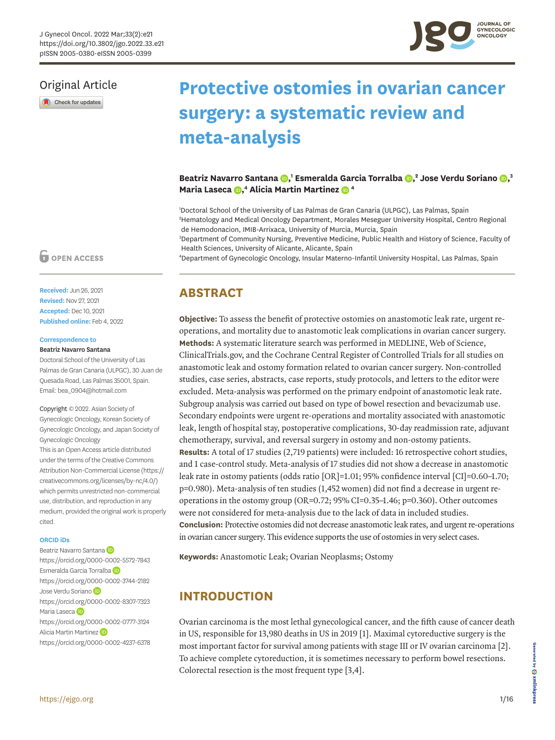Original Article

# Protective ostomies in ovarian cancer surgery: a systematic review and meta-analysis

**Beatriz Navarro Santana** [1], **Esmeralda Garcia Torralba** [2], **Jose Verdu Soriano** [3], **Maria Laseca** [4], **Alicia Martin Martinez** [4]

[1]Doctoral School of the University of Las Palmas de Gran Canaria (ULPGC), Las Palmas, Spain
[2]Hematology and Medical Oncology Department, Morales Meseguer University Hospital, Centro Regional de Hemodonacion, IMIB-Arrixaca, University of Murcia, Murcia, Spain
[3]Department of Community Nursing, Preventive Medicine, Public Health and History of Science, Faculty of Health Sciences, University of Alicante, Alicante, Spain
[4]Department of Gynecologic Oncology, Insular Materno-Infantil University Hospital, Las Palmas, Spain

OPEN ACCESS

**Received:** Jun 26, 2021
**Revised:** Nov 27, 2021
**Accepted:** Dec 10, 2021
**Published online:** Feb 4, 2022

**Correspondence to**
**Beatriz Navarro Santana**
Doctoral School of the University of Las Palmas de Gran Canaria (ULPGC), 30 Juan de Quesada Road, Las Palmas 35001, Spain.
Email: bea_0904@hotmail.com

Copyright © 2022. Asian Society of Gynecologic Oncology, Korean Society of Gynecologic Oncology, and Japan Society of Gynecologic Oncology
This is an Open Access article distributed under the terms of the Creative Commons Attribution Non-Commercial License (https://creativecommons.org/licenses/by-nc/4.0/) which permits unrestricted non-commercial use, distribution, and reproduction in any medium, provided the original work is properly cited.

**ORCID iDs**
Beatriz Navarro Santana
https://orcid.org/0000-0002-5572-7843
Esmeralda Garcia Torralba
https://orcid.org/0000-0002-3744-2182
Jose Verdu Soriano
https://orcid.org/0000-0002-8307-7323
Maria Laseca
https://orcid.org/0000-0002-0777-3124
Alicia Martin Martinez
https://orcid.org/0000-0002-4237-6378

## ABSTRACT

**Objective:** To assess the benefit of protective ostomies on anastomotic leak rate, urgent re-operations, and mortality due to anastomotic leak complications in ovarian cancer surgery.
**Methods:** A systematic literature search was performed in MEDLINE, Web of Science, ClinicalTrials.gov, and the Cochrane Central Register of Controlled Trials for all studies on anastomotic leak and ostomy formation related to ovarian cancer surgery. Non-controlled studies, case series, abstracts, case reports, study protocols, and letters to the editor were excluded. Meta-analysis was performed on the primary endpoint of anastomotic leak rate. Subgroup analysis was carried out based on type of bowel resection and bevacizumab use. Secondary endpoints were urgent re-operations and mortality associated with anastomotic leak, length of hospital stay, postoperative complications, 30-day readmission rate, adjuvant chemotherapy, survival, and reversal surgery in ostomy and non-ostomy patients.
**Results:** A total of 17 studies (2,719 patients) were included: 16 retrospective cohort studies, and 1 case-control study. Meta-analysis of 17 studies did not show a decrease in anastomotic leak rate in ostomy patients (odds ratio [OR]=1.01; 95% confidence interval [CI]=0.60–1.70; p=0.980). Meta-analysis of ten studies (1,452 women) did not find a decrease in urgent re-operations in the ostomy group (OR=0.72; 95% CI=0.35–1.46; p=0.360). Other outcomes were not considered for meta-analysis due to the lack of data in included studies.
**Conclusion:** Protective ostomies did not decrease anastomotic leak rates, and urgent re-operations in ovarian cancer surgery. This evidence supports the use of ostomies in very select cases.

**Keywords:** Anastomotic Leak; Ovarian Neoplasms; Ostomy

## INTRODUCTION

Ovarian carcinoma is the most lethal gynecological cancer, and the fifth cause of cancer death in US, responsible for 13,980 deaths in US in 2019 [1]. Maximal cytoreductive surgery is the most important factor for survival among patients with stage III or IV ovarian carcinoma [2]. To achieve complete cytoreduction, it is sometimes necessary to perform bowel resections. Colorectal resection is the most frequent type [3,4].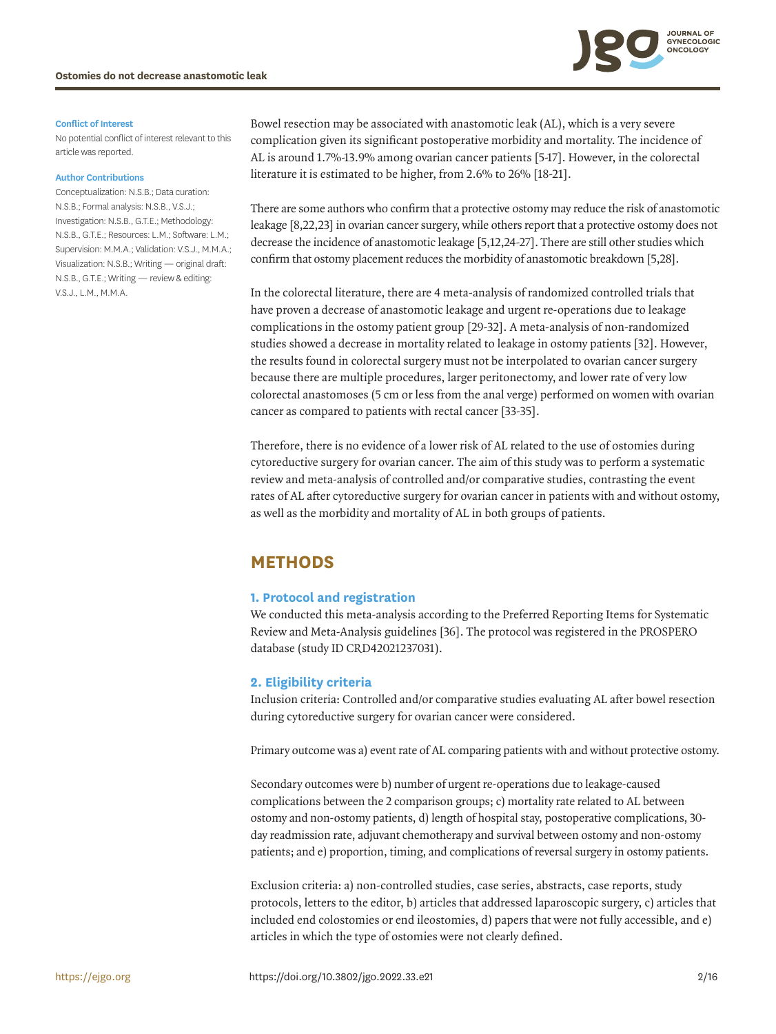**Conflict of Interest**

No potential conflict of interest relevant to this article was reported.

**Author Contributions**

Conceptualization: N.S.B.; Data curation: N.S.B.; Formal analysis: N.S.B., V.S.J.; Investigation: N.S.B., G.T.E.; Methodology: N.S.B., G.T.E.; Resources: L.M.; Software: L.M.; Supervision: M.M.A.; Validation: V.S.J., M.M.A.; Visualization: N.S.B.; Writing — original draft: N.S.B., G.T.E.; Writing — review & editing: V.S.J., L.M., M.M.A.

Bowel resection may be associated with anastomotic leak (AL), which is a very severe complication given its significant postoperative morbidity and mortality. The incidence of AL is around 1.7%-13.9% among ovarian cancer patients [5-17]. However, in the colorectal literature it is estimated to be higher, from 2.6% to 26% [18-21].

There are some authors who confirm that a protective ostomy may reduce the risk of anastomotic leakage [8,22,23] in ovarian cancer surgery, while others report that a protective ostomy does not decrease the incidence of anastomotic leakage [5,12,24-27]. There are still other studies which confirm that ostomy placement reduces the morbidity of anastomotic breakdown [5,28].

In the colorectal literature, there are 4 meta-analysis of randomized controlled trials that have proven a decrease of anastomotic leakage and urgent re-operations due to leakage complications in the ostomy patient group [29-32]. A meta-analysis of non-randomized studies showed a decrease in mortality related to leakage in ostomy patients [32]. However, the results found in colorectal surgery must not be interpolated to ovarian cancer surgery because there are multiple procedures, larger peritonectomy, and lower rate of very low colorectal anastomoses (5 cm or less from the anal verge) performed on women with ovarian cancer as compared to patients with rectal cancer [33-35].

Therefore, there is no evidence of a lower risk of AL related to the use of ostomies during cytoreductive surgery for ovarian cancer. The aim of this study was to perform a systematic review and meta-analysis of controlled and/or comparative studies, contrasting the event rates of AL after cytoreductive surgery for ovarian cancer in patients with and without ostomy, as well as the morbidity and mortality of AL in both groups of patients.

## METHODS

### 1. Protocol and registration

We conducted this meta-analysis according to the Preferred Reporting Items for Systematic Review and Meta-Analysis guidelines [36]. The protocol was registered in the PROSPERO database (study ID CRD42021237031).

### 2. Eligibility criteria

Inclusion criteria: Controlled and/or comparative studies evaluating AL after bowel resection during cytoreductive surgery for ovarian cancer were considered.

Primary outcome was a) event rate of AL comparing patients with and without protective ostomy.

Secondary outcomes were b) number of urgent re-operations due to leakage-caused complications between the 2 comparison groups; c) mortality rate related to AL between ostomy and non-ostomy patients, d) length of hospital stay, postoperative complications, 30-day readmission rate, adjuvant chemotherapy and survival between ostomy and non-ostomy patients; and e) proportion, timing, and complications of reversal surgery in ostomy patients.

Exclusion criteria: a) non-controlled studies, case series, abstracts, case reports, study protocols, letters to the editor, b) articles that addressed laparoscopic surgery, c) articles that included end colostomies or end ileostomies, d) papers that were not fully accessible, and e) articles in which the type of ostomies were not clearly defined.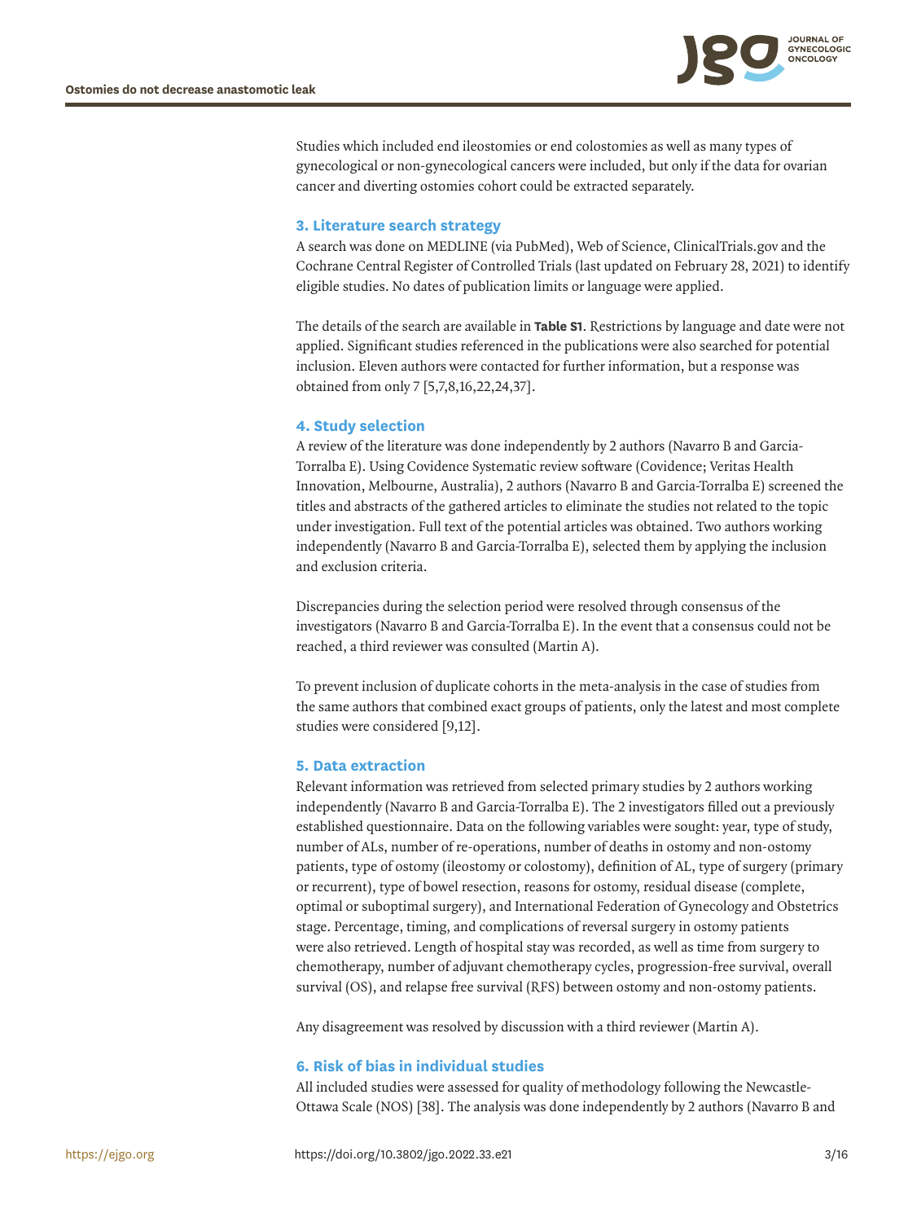Studies which included end ileostomies or end colostomies as well as many types of gynecological or non-gynecological cancers were included, but only if the data for ovarian cancer and diverting ostomies cohort could be extracted separately.

### 3. Literature search strategy

A search was done on MEDLINE (via PubMed), Web of Science, ClinicalTrials.gov and the Cochrane Central Register of Controlled Trials (last updated on February 28, 2021) to identify eligible studies. No dates of publication limits or language were applied.

The details of the search are available in **Table S1**. Restrictions by language and date were not applied. Significant studies referenced in the publications were also searched for potential inclusion. Eleven authors were contacted for further information, but a response was obtained from only 7 [5,7,8,16,22,24,37].

### 4. Study selection

A review of the literature was done independently by 2 authors (Navarro B and Garcia-Torralba E). Using Covidence Systematic review software (Covidence; Veritas Health Innovation, Melbourne, Australia), 2 authors (Navarro B and Garcia-Torralba E) screened the titles and abstracts of the gathered articles to eliminate the studies not related to the topic under investigation. Full text of the potential articles was obtained. Two authors working independently (Navarro B and Garcia-Torralba E), selected them by applying the inclusion and exclusion criteria.

Discrepancies during the selection period were resolved through consensus of the investigators (Navarro B and Garcia-Torralba E). In the event that a consensus could not be reached, a third reviewer was consulted (Martin A).

To prevent inclusion of duplicate cohorts in the meta-analysis in the case of studies from the same authors that combined exact groups of patients, only the latest and most complete studies were considered [9,12].

### 5. Data extraction

Relevant information was retrieved from selected primary studies by 2 authors working independently (Navarro B and Garcia-Torralba E). The 2 investigators filled out a previously established questionnaire. Data on the following variables were sought: year, type of study, number of ALs, number of re-operations, number of deaths in ostomy and non-ostomy patients, type of ostomy (ileostomy or colostomy), definition of AL, type of surgery (primary or recurrent), type of bowel resection, reasons for ostomy, residual disease (complete, optimal or suboptimal surgery), and International Federation of Gynecology and Obstetrics stage. Percentage, timing, and complications of reversal surgery in ostomy patients were also retrieved. Length of hospital stay was recorded, as well as time from surgery to chemotherapy, number of adjuvant chemotherapy cycles, progression-free survival, overall survival (OS), and relapse free survival (RFS) between ostomy and non-ostomy patients.

Any disagreement was resolved by discussion with a third reviewer (Martin A).

### 6. Risk of bias in individual studies

All included studies were assessed for quality of methodology following the Newcastle-Ottawa Scale (NOS) [38]. The analysis was done independently by 2 authors (Navarro B and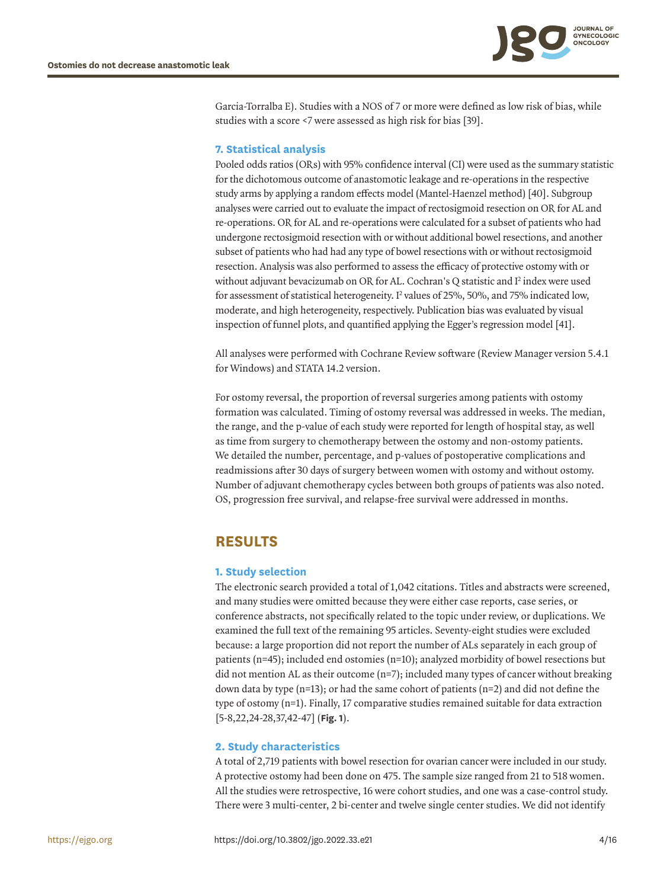Garcia-Torralba E). Studies with a NOS of 7 or more were defined as low risk of bias, while studies with a score <7 were assessed as high risk for bias [39].

### 7. Statistical analysis

Pooled odds ratios (ORs) with 95% confidence interval (CI) were used as the summary statistic for the dichotomous outcome of anastomotic leakage and re-operations in the respective study arms by applying a random effects model (Mantel-Haenzel method) [40]. Subgroup analyses were carried out to evaluate the impact of rectosigmoid resection on OR for AL and re-operations. OR for AL and re-operations were calculated for a subset of patients who had undergone rectosigmoid resection with or without additional bowel resections, and another subset of patients who had had any type of bowel resections with or without rectosigmoid resection. Analysis was also performed to assess the efficacy of protective ostomy with or without adjuvant bevacizumab on OR for AL. Cochran's Q statistic and $I^2$ index were used for assessment of statistical heterogeneity. $I^2$ values of 25%, 50%, and 75% indicated low, moderate, and high heterogeneity, respectively. Publication bias was evaluated by visual inspection of funnel plots, and quantified applying the Egger's regression model [41].

All analyses were performed with Cochrane Review software (Review Manager version 5.4.1 for Windows) and STATA 14.2 version.

For ostomy reversal, the proportion of reversal surgeries among patients with ostomy formation was calculated. Timing of ostomy reversal was addressed in weeks. The median, the range, and the p-value of each study were reported for length of hospital stay, as well as time from surgery to chemotherapy between the ostomy and non-ostomy patients. We detailed the number, percentage, and p-values of postoperative complications and readmissions after 30 days of surgery between women with ostomy and without ostomy. Number of adjuvant chemotherapy cycles between both groups of patients was also noted. OS, progression free survival, and relapse-free survival were addressed in months.

## RESULTS

### 1. Study selection

The electronic search provided a total of 1,042 citations. Titles and abstracts were screened, and many studies were omitted because they were either case reports, case series, or conference abstracts, not specifically related to the topic under review, or duplications. We examined the full text of the remaining 95 articles. Seventy-eight studies were excluded because: a large proportion did not report the number of ALs separately in each group of patients (n=45); included end ostomies (n=10); analyzed morbidity of bowel resections but did not mention AL as their outcome (n=7); included many types of cancer without breaking down data by type (n=13); or had the same cohort of patients (n=2) and did not define the type of ostomy (n=1). Finally, 17 comparative studies remained suitable for data extraction [5-8,22,24-28,37,42-47] (**Fig. 1**).

### 2. Study characteristics

A total of 2,719 patients with bowel resection for ovarian cancer were included in our study. A protective ostomy had been done on 475. The sample size ranged from 21 to 518 women. All the studies were retrospective, 16 were cohort studies, and one was a case-control study. There were 3 multi-center, 2 bi-center and twelve single center studies. We did not identify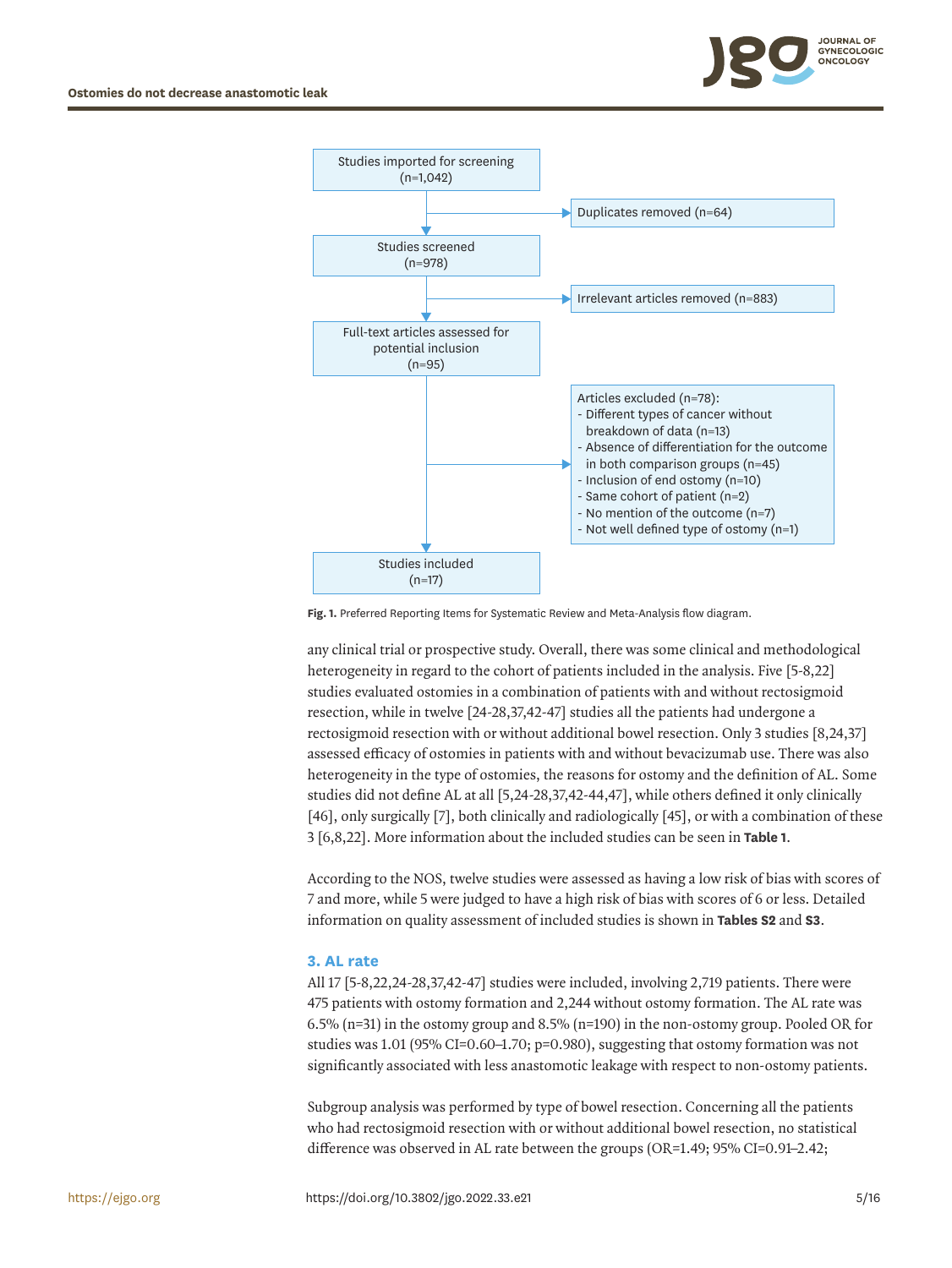Studies imported for screening (n=1,042)

Duplicates removed (n=64)

Studies screened (n=978)

Irrelevant articles removed (n=883)

Full-text articles assessed for potential inclusion (n=95)

Articles excluded (n=78):
- Different types of cancer without breakdown of data (n=13)
- Absence of differentiation for the outcome in both comparison groups (n=45)
- Inclusion of end ostomy (n=10)
- Same cohort of patient (n=2)
- No mention of the outcome (n=7)
- Not well defined type of ostomy (n=1)

Studies included (n=17)

**Fig. 1.** Preferred Reporting Items for Systematic Review and Meta-Analysis flow diagram.

any clinical trial or prospective study. Overall, there was some clinical and methodological heterogeneity in regard to the cohort of patients included in the analysis. Five [5-8,22] studies evaluated ostomies in a combination of patients with and without rectosigmoid resection, while in twelve [24-28,37,42-47] studies all the patients had undergone a rectosigmoid resection with or without additional bowel resection. Only 3 studies [8,24,37] assessed efficacy of ostomies in patients with and without bevacizumab use. There was also heterogeneity in the type of ostomies, the reasons for ostomy and the definition of AL. Some studies did not define AL at all [5,24-28,37,42-44,47], while others defined it only clinically [46], only surgically [7], both clinically and radiologically [45], or with a combination of these 3 [6,8,22]. More information about the included studies can be seen in **Table 1**.

According to the NOS, twelve studies were assessed as having a low risk of bias with scores of 7 and more, while 5 were judged to have a high risk of bias with scores of 6 or less. Detailed information on quality assessment of included studies is shown in **Tables S2** and **S3**.

### 3. AL rate

All 17 [5-8,22,24-28,37,42-47] studies were included, involving 2,719 patients. There were 475 patients with ostomy formation and 2,244 without ostomy formation. The AL rate was 6.5% (n=31) in the ostomy group and 8.5% (n=190) in the non-ostomy group. Pooled OR for studies was 1.01 (95% CI=0.60–1.70; p=0.980), suggesting that ostomy formation was not significantly associated with less anastomotic leakage with respect to non-ostomy patients.

Subgroup analysis was performed by type of bowel resection. Concerning all the patients who had rectosigmoid resection with or without additional bowel resection, no statistical difference was observed in AL rate between the groups (OR=1.49; 95% CI=0.91–2.42;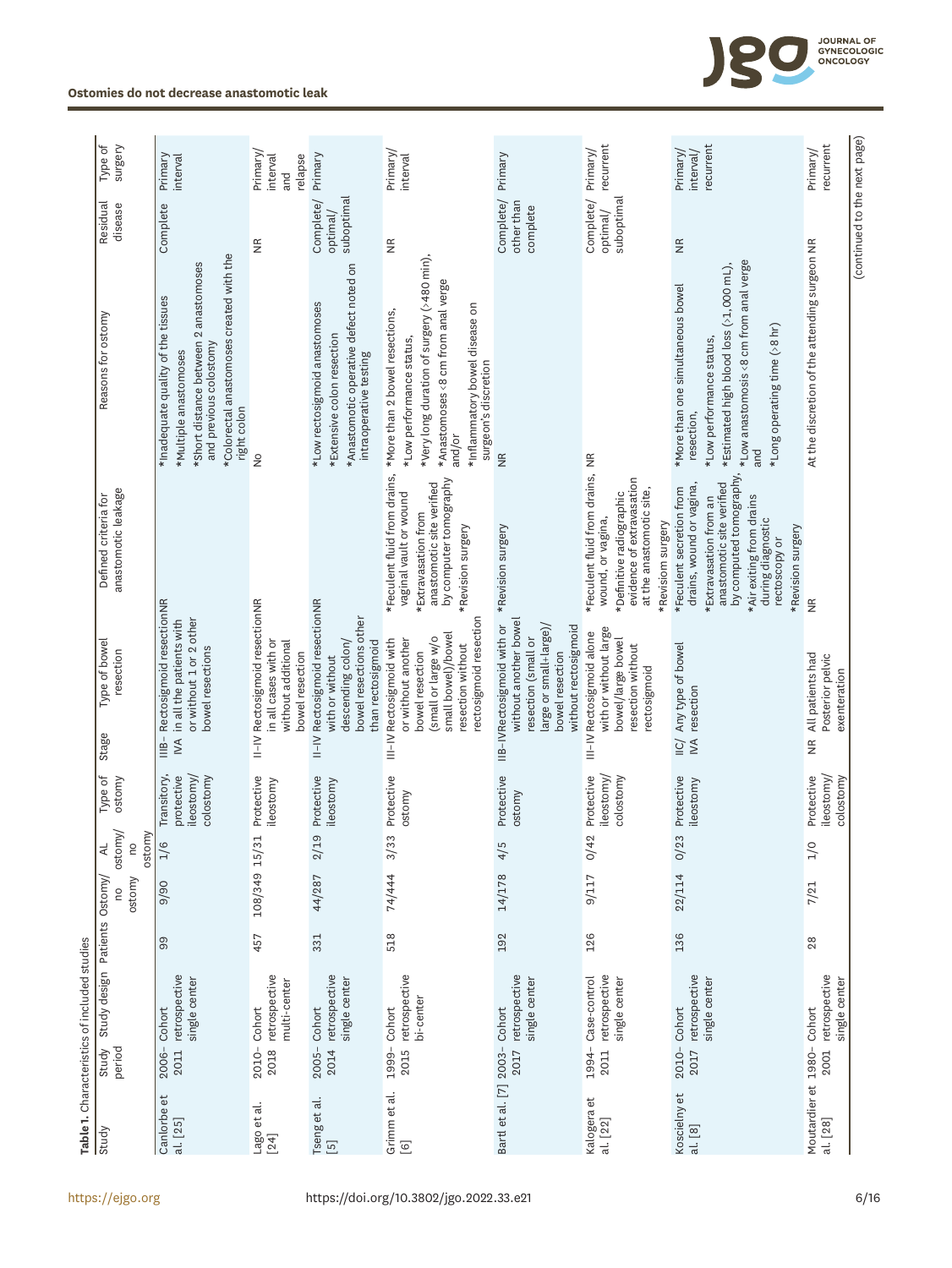Table 1. Characteristics of included studies

| Study | Study period | Study design | Patients | Ostomy/ no ostomy | AL ostomy/ no ostomy | Type of ostomy | Stage | Type of bowel resection | Defined criteria for anastomotic leakage | Reasons for ostomy | Residual disease | Type of surgery |
|---|---|---|---|---|---|---|---|---|---|---|---|---|
| Canlorbe et al. [25] | 2006–2011 | Cohort retrospective single center | 99 | 9/90 | 1/6 | Transitory, protective ileostomy/ colostomy | IIIB–IVA | Rectosigmoid resection in all the patients with or without 1 or 2 other bowel resections | NR | *Inadequate quality of the tissues<br>*Multiple anastomoses<br>*Short distance between 2 anastomoses and previous colostomy<br>*Colorectal anastomoses created with the right colon | Complete | Primary interval |
| Lago et al. [24] | 2010–2018 | Cohort retrospective multi-center | 457 | 108/349 | 15/31 | Protective ileostomy | II–IV | Rectosigmoid resection in all cases with or without additional bowel resection | NR | No | NR | Primary/ interval and relapse |
| Tseng et al. [5] | 2005–2014 | Cohort retrospective single center | 331 | 44/287 | 2/19 | Protective ileostomy | II–IV | Rectosigmoid resection with or without descending colon/ bowel resections other than rectosigmoid | NR | *Low rectosigmoid anastomoses<br>*Extensive colon resection<br>*Anastomotic operative defect noted on intraoperative testing | Complete/ optimal/ suboptimal | Primary |
| Grimm et al. [6] | 1999–2015 | Cohort retrospective bi-center | 518 | 74/444 | 3/33 | Protective ostomy | III–IV | Rectosigmoid with or without another bowel resection (small or large w/o small bowel)/bowel resection without rectosigmoid resection | *Feculent fluid from drains, vaginal vault or wound<br>*Extravasation from anastomotic site verified by computer tomography<br>*Revision surgery | *More than 2 bowel resections,<br>*Low performance status,<br>*Very long duration of surgery (>480 min),<br>*Anastomoses <8 cm from anal verge and/or<br>*Inflammatory bowel disease on surgeon's discretion | NR | Primary/ interval |
| Bartl et al. [7] | 2003–2017 | Cohort retrospective single center | 192 | 14/178 | 4/5 | Protective ostomy | IIB–IV | Rectosigmoid with or without another bowel resection (small or large or small+large)/ bowel resection without rectosigmoid | *Revision surgery | NR | Complete/ other than complete | Primary |
| Kalogera et al. [22] | 1994–2011 | Case-control retrospective single center | 126 | 9/117 | 0/42 | Protective ileostomy/ colostomy | III–IV | Rectosigmoid alone with or without large bowel/large bowel resection without rectosigmoid | *Feculent fluid from drains, wound, or vagina,<br>*Definitive radiographic evidence of extravasation at the anastomotic site,<br>*Revision surgery | NR | Complete/ optimal/ suboptimal | Primary/ recurrent |
| Koscielny et al. [8] | 2010–2017 | Cohort retrospective single center | 136 | 22/114 | 0/23 | Protective ileostomy | IIC/ IVA | Any type of bowel resection | *Feculent secretion from drains, wound or vagina,<br>*Extravasation from an anastomotic site verified by computed tomography,<br>*Air exiting from drains during diagnostic rectoscopy or<br>*Revision surgery | *More than one simultaneous bowel resection,<br>*Low performance status,<br>*Estimated high blood loss (>1,000 mL),<br>*Low anastomosis <8 cm from anal verge and<br>*Long operating time (>8 hr) | NR | Primary/ interval/ recurrent |
| Moutardier et al. [28] | 1980–2001 | Cohort retrospective single center | 28 | 7/21 | 1/0 | Protective ileostomy/ colostomy | NR | All patients had Posterior pelvic exenteration | NR | At the discretion of the attending surgeon | NR | Primary/ recurrent |

(continued to the next page)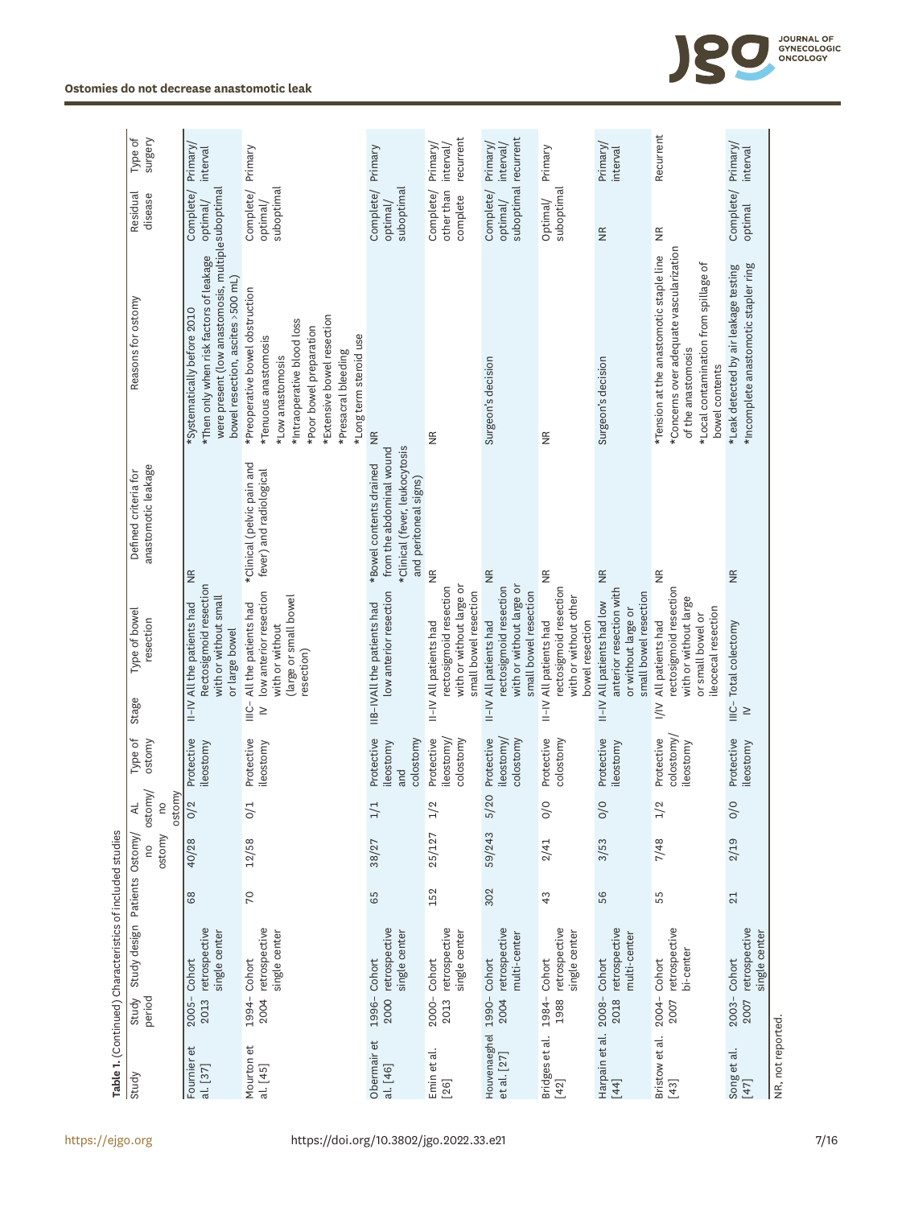**Table 1.** (Continued) Characteristics of included studies

| Study | Study period | Study design | Patients | Ostomy/no ostomy | AL ostomy/no ostomy | Type of ostomy | Stage | Type of bowel resection | Defined criteria for anastomotic leakage | Reasons for ostomy | Residual disease | Type of surgery |
|---|---|---|---|---|---|---|---|---|---|---|---|---|
| Fournier et al. [37] | 2005–2013 | Cohort retrospective single center | 68 | 40/28 | 0/2 | Protective ileostomy | II–IV | All the patients had Rectosigmoid resection with or without small or large bowel | NR | *Systematically before 2010 *Then only when risk factors of leakage were present (low anastomosis, multiple bowel resection, ascites >500 mL) | Complete/optimal/suboptimal | Primary/interval |
| Mourton et al. [45] | 1994–2004 | Cohort retrospective single center | 70 | 12/58 | 0/1 | Protective ileostomy | IIIC–IV | All the patients had low anterior resection with or without (large or small bowel resection) | *Clinical (pelvic pain and fever) and radiological | *Preoperative bowel obstruction *Tenuous anastomosis *Low anastomosis *Intraoperative blood loss *Poor bowel preparation *Extensive bowel resection *Presacral bleeding *Long term steroid use | Complete/optimal/suboptimal | Primary |
| Obermair et al. [46] | 1996–2000 | Cohort retrospective single center | 65 | 38/27 | 1/1 | Protective ileostomy and colostomy | IIB–IV | All the patients had low anterior resection | *Bowel contents drained from the abdominal wound *Clinical (fever, leukocytosis and peritoneal signs) | NR | Complete/optimal/suboptimal | Primary |
| Emin et al. [26] | 2000–2013 | Cohort retrospective single center | 152 | 25/127 | 1/2 | Protective ileostomy/colostomy | II–IV | All patients had rectosigmoid resection with or without large or small bowel resection | NR | NR | Complete/other than complete | Primary/interval/recurrent |
| Houvenaeghel et al. [27] | 1990–2004 | Cohort retrospective multi-center | 302 | 59/243 | 5/20 | Protective ileostomy/colostomy | II–IV | All patients had rectosigmoid resection with or without large or small bowel resection | NR | Surgeon's decision | Complete/optimal/suboptimal | Primary/interval/recurrent |
| Bridges et al. [42] | 1984–1988 | Cohort retrospective single center | 43 | 2/41 | 0/0 | Protective colostomy | II–IV | All patients had rectosigmoid resection with or without other bowel resection | NR | NR | Optimal/suboptimal | Primary |
| Harpain et al. [44] | 2008–2018 | Cohort retrospective multi-center | 56 | 3/53 | 0/0 | Protective ileostomy | II–IV | All patients had low anterior resection with or without large or small bowel resection | NR | Surgeon's decision | NR | Primary/interval |
| Bristow et al. [43] | 2004–2007 | Cohort retrospective bi-center | 55 | 7/48 | 1/2 | Protective colostomy/ileostomy | I/IV | All patients had rectosigmoid resection with or without large or small bowel or ileocecal resection | NR | *Tension at the anastomotic staple line *Concerns over adequate vascularization of the anastomosis *Local contamination from spillage of bowel contents | NR | Recurrent |
| Song et al. [47] | 2003–2007 | Cohort retrospective single center | 21 | 2/19 | 0/0 | Protective ileostomy | IIIC–IV | Total colectomy | NR | *Leak detected by air leakage testing *Incomplete anastomotic stapler ring | Complete/optimal | Primary/interval |

NR, not reported.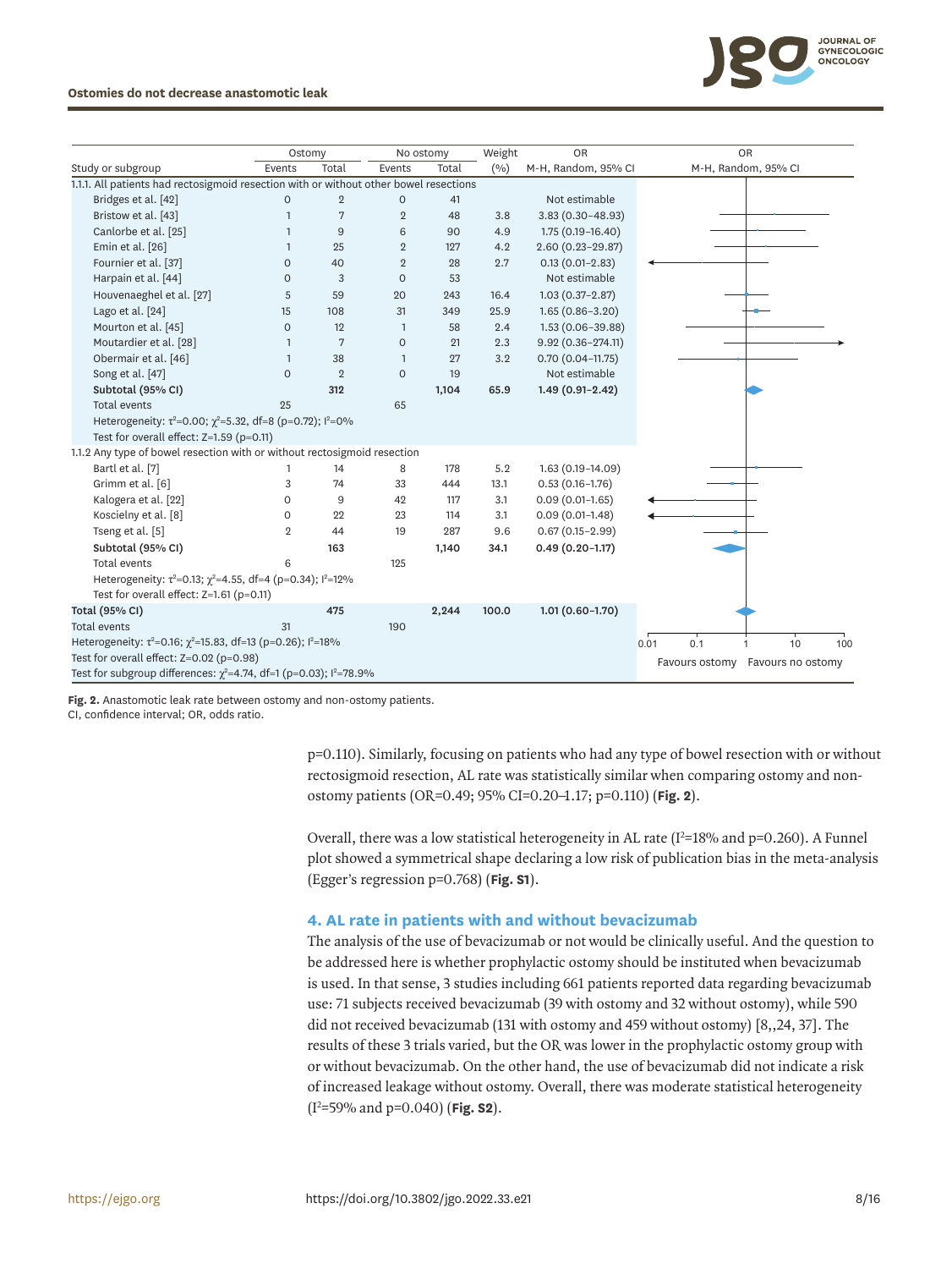| Study or subgroup | Ostomy Events | Ostomy Total | No ostomy Events | No ostomy Total | Weight (%) | OR M-H, Random, 95% CI |
|---|---|---|---|---|---|---|
| 1.1.1. All patients had rectosigmoid resection with or without other bowel resections | | | | | | |
| Bridges et al. [42] | 0 | 2 | 0 | 41 | | Not estimable |
| Bristow et al. [43] | 1 | 7 | 2 | 48 | 3.8 | 3.83 (0.30–48.93) |
| Canlorbe et al. [25] | 1 | 9 | 6 | 90 | 4.9 | 1.75 (0.19–16.40) |
| Emin et al. [26] | 1 | 25 | 2 | 127 | 4.2 | 2.60 (0.23–29.87) |
| Fournier et al. [37] | 0 | 40 | 2 | 28 | 2.7 | 0.13 (0.01–2.83) |
| Harpain et al. [44] | 0 | 3 | 0 | 53 | | Not estimable |
| Houvenaeghel et al. [27] | 5 | 59 | 20 | 243 | 16.4 | 1.03 (0.37–2.87) |
| Lago et al. [24] | 15 | 108 | 31 | 349 | 25.9 | 1.65 (0.86–3.20) |
| Mourton et al. [45] | 0 | 12 | 1 | 58 | 2.4 | 1.53 (0.06–39.88) |
| Moutardier et al. [28] | 1 | 7 | 0 | 21 | 2.3 | 9.92 (0.36–274.11) |
| Obermair et al. [46] | 1 | 38 | 1 | 27 | 3.2 | 0.70 (0.04–11.75) |
| Song et al. [47] | 0 | 2 | 0 | 19 | | Not estimable |
| **Subtotal (95% CI)** | | **312** | | **1,104** | **65.9** | **1.49 (0.91–2.42)** |
| Total events | 25 | | 65 | | | |
| Heterogeneity: $\tau^2$=0.00; $\chi^2$=5.32, df=8 (p=0.72); $I^2$=0% | | | | | | |
| Test for overall effect: Z=1.59 (p=0.11) | | | | | | |
| 1.1.2 Any type of bowel resection with or without rectosigmoid resection | | | | | | |
| Bartl et al. [7] | 1 | 14 | 8 | 178 | 5.2 | 1.63 (0.19–14.09) |
| Grimm et al. [6] | 3 | 74 | 33 | 444 | 13.1 | 0.53 (0.16–1.76) |
| Kalogera et al. [22] | 0 | 9 | 42 | 117 | 3.1 | 0.09 (0.01–1.65) |
| Koscielny et al. [8] | 0 | 22 | 23 | 114 | 3.1 | 0.09 (0.01–1.48) |
| Tseng et al. [5] | 2 | 44 | 19 | 287 | 9.6 | 0.67 (0.15–2.99) |
| **Subtotal (95% CI)** | | **163** | | **1,140** | **34.1** | **0.49 (0.20–1.17)** |
| Total events | 6 | | 125 | | | |
| Heterogeneity: $\tau^2$=0.13; $\chi^2$=4.55, df=4 (p=0.34); $I^2$=12% | | | | | | |
| Test for overall effect: Z=1.61 (p=0.11) | | | | | | |
| **Total (95% CI)** | | **475** | | **2,244** | **100.0** | **1.01 (0.60–1.70)** |
| Total events | 31 | | 190 | | | |
| Heterogeneity: $\tau^2$=0.16; $\chi^2$=15.83, df=13 (p=0.26); $I^2$=18% | | | | | | |
| Test for overall effect: Z=0.02 (p=0.98) | | | | | | |
| Test for subgroup differences: $\chi^2$=4.74, df=1 (p=0.03); $I^2$=78.9% | | | | | | |

0.01 0.1 1 10 100
Favours ostomy Favours no ostomy

**Fig. 2.** Anastomotic leak rate between ostomy and non-ostomy patients.
CI, confidence interval; OR, odds ratio.

p=0.110). Similarly, focusing on patients who had any type of bowel resection with or without rectosigmoid resection, AL rate was statistically similar when comparing ostomy and non-ostomy patients (OR=0.49; 95% CI=0.20–1.17; p=0.110) (**Fig. 2**).

Overall, there was a low statistical heterogeneity in AL rate ($I^2$=18% and p=0.260). A Funnel plot showed a symmetrical shape declaring a low risk of publication bias in the meta-analysis (Egger's regression p=0.768) (**Fig. S1**).

### 4. AL rate in patients with and without bevacizumab

The analysis of the use of bevacizumab or not would be clinically useful. And the question to be addressed here is whether prophylactic ostomy should be instituted when bevacizumab is used. In that sense, 3 studies including 661 patients reported data regarding bevacizumab use: 71 subjects received bevacizumab (39 with ostomy and 32 without ostomy), while 590 did not received bevacizumab (131 with ostomy and 459 without ostomy) [8,,24, 37]. The results of these 3 trials varied, but the OR was lower in the prophylactic ostomy group with or without bevacizumab. On the other hand, the use of bevacizumab did not indicate a risk of increased leakage without ostomy. Overall, there was moderate statistical heterogeneity ($I^2$=59% and p=0.040) (**Fig. S2**).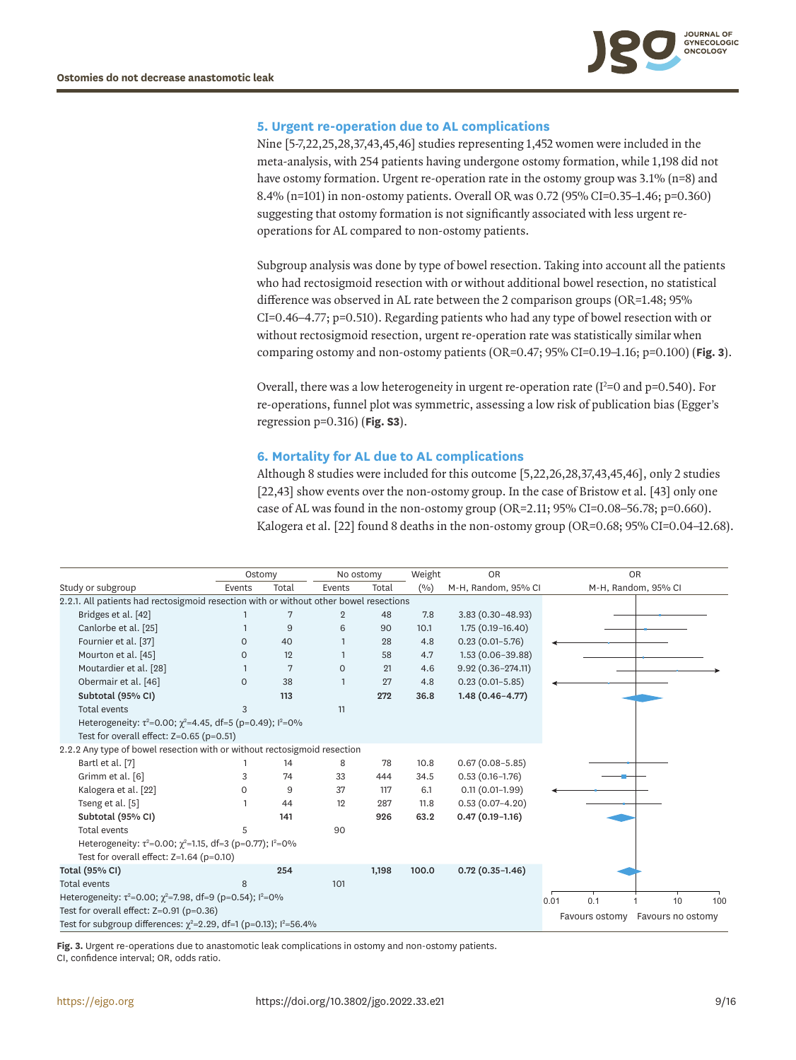### 5. Urgent re-operation due to AL complications

Nine [5-7,22,25,28,37,43,45,46] studies representing 1,452 women were included in the meta-analysis, with 254 patients having undergone ostomy formation, while 1,198 did not have ostomy formation. Urgent re-operation rate in the ostomy group was 3.1% (n=8) and 8.4% (n=101) in non-ostomy patients. Overall OR was 0.72 (95% CI=0.35–1.46; p=0.360) suggesting that ostomy formation is not significantly associated with less urgent re-operations for AL compared to non-ostomy patients.

Subgroup analysis was done by type of bowel resection. Taking into account all the patients who had rectosigmoid resection with or without additional bowel resection, no statistical difference was observed in AL rate between the 2 comparison groups (OR=1.48; 95% CI=0.46–4.77; p=0.510). Regarding patients who had any type of bowel resection with or without rectosigmoid resection, urgent re-operation rate was statistically similar when comparing ostomy and non-ostomy patients (OR=0.47; 95% CI=0.19–1.16; p=0.100) (**Fig. 3**).

Overall, there was a low heterogeneity in urgent re-operation rate ($I^2$=0 and p=0.540). For re-operations, funnel plot was symmetric, assessing a low risk of publication bias (Egger's regression p=0.316) (**Fig. S3**).

### 6. Mortality for AL due to AL complications

Although 8 studies were included for this outcome [5,22,26,28,37,43,45,46], only 2 studies [22,43] show events over the non-ostomy group. In the case of Bristow et al. [43] only one case of AL was found in the non-ostomy group (OR=2.11; 95% CI=0.08–56.78; p=0.660). Kalogera et al. [22] found 8 deaths in the non-ostomy group (OR=0.68; 95% CI=0.04–12.68).

| Study or subgroup | Ostomy | | No ostomy | | Weight | OR |
|---|---|---|---|---|---|---|
| | Events | Total | Events | Total | (%) | M-H, Random, 95% CI |
| 2.2.1. All patients had rectosigmoid resection with or without other bowel resections | | | | | | |
| Bridges et al. [42] | 1 | 7 | 2 | 48 | 7.8 | 3.83 (0.30–48.93) |
| Canlorbe et al. [25] | 1 | 9 | 6 | 90 | 10.1 | 1.75 (0.19–16.40) |
| Fournier et al. [37] | 0 | 40 | 1 | 28 | 4.8 | 0.23 (0.01–5.76) |
| Mourton et al. [45] | 0 | 12 | 1 | 58 | 4.7 | 1.53 (0.06–39.88) |
| Moutardier et al. [28] | 1 | 7 | 0 | 21 | 4.6 | 9.92 (0.36–274.11) |
| Obermair et al. [46] | 0 | 38 | 1 | 27 | 4.8 | 0.23 (0.01–5.85) |
| **Subtotal (95% CI)** | | **113** | | **272** | **36.8** | **1.48 (0.46–4.77)** |
| Total events | 3 | | 11 | | | |
| Heterogeneity: $\tau^2$=0.00; $\chi^2$=4.45, df=5 (p=0.49); $I^2$=0% | | | | | | |
| Test for overall effect: Z=0.65 (p=0.51) | | | | | | |
| 2.2.2 Any type of bowel resection with or without rectosigmoid resection | | | | | | |
| Bartl et al. [7] | 1 | 14 | 8 | 78 | 10.8 | 0.67 (0.08–5.85) |
| Grimm et al. [6] | 3 | 74 | 33 | 444 | 34.5 | 0.53 (0.16–1.76) |
| Kalogera et al. [22] | 0 | 9 | 37 | 117 | 6.1 | 0.11 (0.01–1.99) |
| Tseng et al. [5] | 1 | 44 | 12 | 287 | 11.8 | 0.53 (0.07–4.20) |
| **Subtotal (95% CI)** | | **141** | | **926** | **63.2** | **0.47 (0.19–1.16)** |
| Total events | 5 | | 90 | | | |
| Heterogeneity: $\tau^2$=0.00; $\chi^2$=1.15, df=3 (p=0.77); $I^2$=0% | | | | | | |
| Test for overall effect: Z=1.64 (p=0.10) | | | | | | |
| **Total (95% CI)** | | **254** | | **1,198** | **100.0** | **0.72 (0.35–1.46)** |
| Total events | 8 | | 101 | | | |
| Heterogeneity: $\tau^2$=0.00; $\chi^2$=7.98, df=9 (p=0.54); $I^2$=0% | | | | | | |
| Test for overall effect: Z=0.91 (p=0.36) | | | | | | |
| Test for subgroup differences: $\chi^2$=2.29, df=1 (p=0.13); $I^2$=56.4% | | | | | | |

OR M-H, Random, 95% CI (forest plot axis: 0.01, 0.1, 1, 10, 100; Favours ostomy / Favours no ostomy)

**Fig. 3.** Urgent re-operations due to anastomotic leak complications in ostomy and non-ostomy patients.
CI, confidence interval; OR, odds ratio.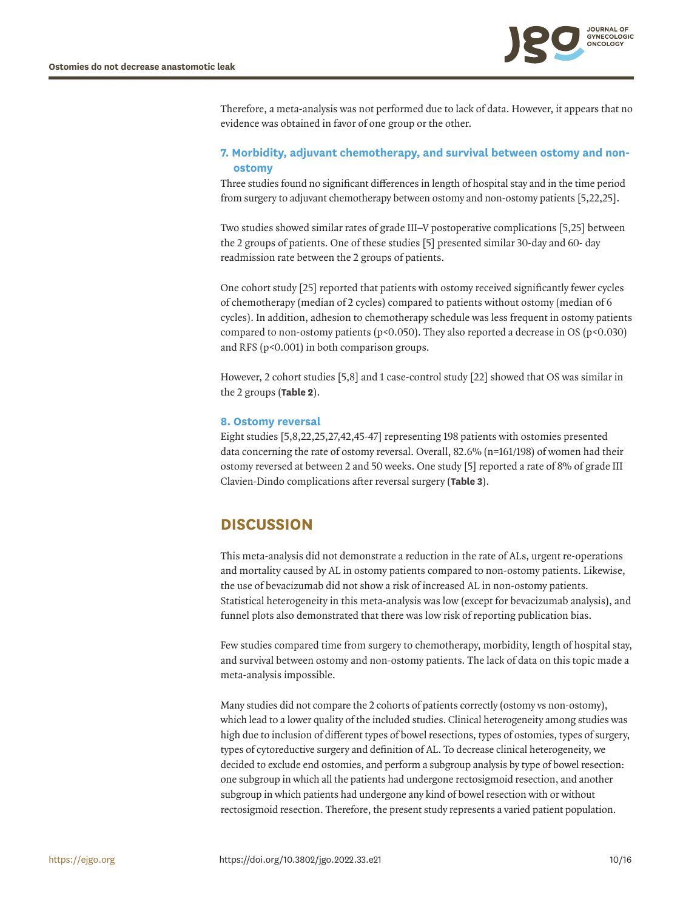Therefore, a meta-analysis was not performed due to lack of data. However, it appears that no evidence was obtained in favor of one group or the other.

### 7. Morbidity, adjuvant chemotherapy, and survival between ostomy and non-ostomy

Three studies found no significant differences in length of hospital stay and in the time period from surgery to adjuvant chemotherapy between ostomy and non-ostomy patients [5,22,25].

Two studies showed similar rates of grade III–V postoperative complications [5,25] between the 2 groups of patients. One of these studies [5] presented similar 30-day and 60- day readmission rate between the 2 groups of patients.

One cohort study [25] reported that patients with ostomy received significantly fewer cycles of chemotherapy (median of 2 cycles) compared to patients without ostomy (median of 6 cycles). In addition, adhesion to chemotherapy schedule was less frequent in ostomy patients compared to non-ostomy patients ($p<0.050$). They also reported a decrease in OS ($p<0.030$) and RFS ($p<0.001$) in both comparison groups.

However, 2 cohort studies [5,8] and 1 case-control study [22] showed that OS was similar in the 2 groups (**Table 2**).

### 8. Ostomy reversal

Eight studies [5,8,22,25,27,42,45-47] representing 198 patients with ostomies presented data concerning the rate of ostomy reversal. Overall, 82.6% (n=161/198) of women had their ostomy reversed at between 2 and 50 weeks. One study [5] reported a rate of 8% of grade III Clavien-Dindo complications after reversal surgery (**Table 3**).

## DISCUSSION

This meta-analysis did not demonstrate a reduction in the rate of ALs, urgent re-operations and mortality caused by AL in ostomy patients compared to non-ostomy patients. Likewise, the use of bevacizumab did not show a risk of increased AL in non-ostomy patients. Statistical heterogeneity in this meta-analysis was low (except for bevacizumab analysis), and funnel plots also demonstrated that there was low risk of reporting publication bias.

Few studies compared time from surgery to chemotherapy, morbidity, length of hospital stay, and survival between ostomy and non-ostomy patients. The lack of data on this topic made a meta-analysis impossible.

Many studies did not compare the 2 cohorts of patients correctly (ostomy vs non-ostomy), which lead to a lower quality of the included studies. Clinical heterogeneity among studies was high due to inclusion of different types of bowel resections, types of ostomies, types of surgery, types of cytoreductive surgery and definition of AL. To decrease clinical heterogeneity, we decided to exclude end ostomies, and perform a subgroup analysis by type of bowel resection: one subgroup in which all the patients had undergone rectosigmoid resection, and another subgroup in which patients had undergone any kind of bowel resection with or without rectosigmoid resection. Therefore, the present study represents a varied patient population.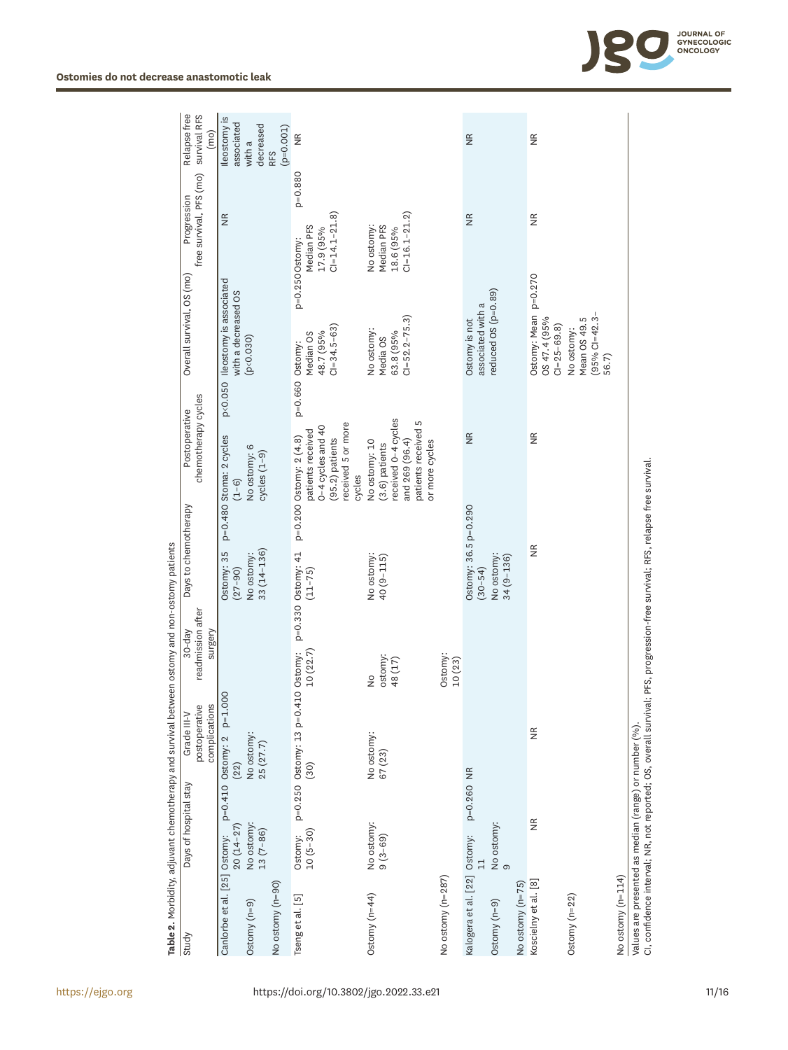**Table 2.** Morbidity, adjuvant chemotherapy and survival between ostomy and non-ostomy patients

| Study | Days of hospital stay | | Grade III-V postoperative complications | | 30-day readmission after surgery | | Days to chemotherapy | | Postoperative chemotherapy cycles | | Overall survival, OS (mo) | | Progression free survival, PFS (mo) | | Relapse free survival RFS (mo) |
|---|---|---|---|---|---|---|---|---|---|---|---|---|---|---|---|
| Canlorbe et al. [25] | Ostomy: 20 (14–27) | p=0.410 | Ostomy: 2 (22) | p=1.000 | | | Ostomy: 35 (27–90) | p=0.480 | Stoma: 2 cycles (1–6) | p<0.050 | Ileostomy is associated with a decreased OS (p<0.030) | | NR | | Ileostomy is associated with a decreased RFS (p=0.001) |
| Ostomy (n=9) | No ostomy: 13 (7–86) | | No ostomy: 25 (27.7) | | | | No ostomy: 33 (14–136) | | No ostomy: 6 cycles (1–9) | | | | | | |
| No ostomy (n=90) | | | | | | | | | | | | | | | |
| Tseng et al. [5] | Ostomy: 10 (5–30) | p=0.250 | Ostomy: 13 (30) | p=0.410 | Ostomy: 10 (22.7) | p=0.330 | Ostomy: 41 (11–75) | p=0.200 | Ostomy: 2 (4.8) patients received 0–4 cycles and 40 (95.2) patients received 5 or more cycles | p=0.660 | Ostomy: Median OS 48.7 (95% CI=34.5–63) | p=0.250 | Ostomy: Median PFS 17.9 (95% CI=14.1–21.8) | p=0.880 | NR |
| Ostomy (n=44) | No ostomy: 9 (3–69) | | No ostomy: 67 (23) | | No ostomy: 48 (17) | | No ostomy: 40 (9–115) | | No ostomy: 10 (3.6) patients received 0–4 cycles and 269 (96.4) patients received 5 or more cycles | | No ostomy: Media OS 63.8 (95% CI=52.2–75.3) | | No ostomy: Median PFS 18.6 (95% CI=16.1–21.2) | | |
| No ostomy (n=287) | | | | | Ostomy: 10 (23) | | | | | | | | | | |
| Kalogera et al. [22] | Ostomy: 11 | p=0.260 | NR | | | | Ostomy: 36.5 (30–54) | p=0.290 | NR | | Ostomy is not associated with a reduced OS (p=0.89) | | NR | | NR |
| Ostomy (n=9) | No ostomy: 9 | | | | | | No ostomy: 34 (9–136) | | | | | | | | |
| No ostomy (n=75) | | | | | | | | | | | | | | | |
| Koscielny et al. [8] | NR | | NR | | | | NR | | NR | | Ostomy: Mean OS 47.4 (95% CI=25–69.8) | p=0.270 | NR | | NR |
| Ostomy (n=22) | | | | | | | | | | | No ostomy: Mean OS 49.5 (95% CI=42.3–56.7) | | | | |
| No ostomy (n=114) | | | | | | | | | | | | | | | |

Values are presented as median (range) or number (%).
CI, confidence interval; NR, not reported; OS, overall survival; PFS, progression-free survival; RFS, relapse free survival.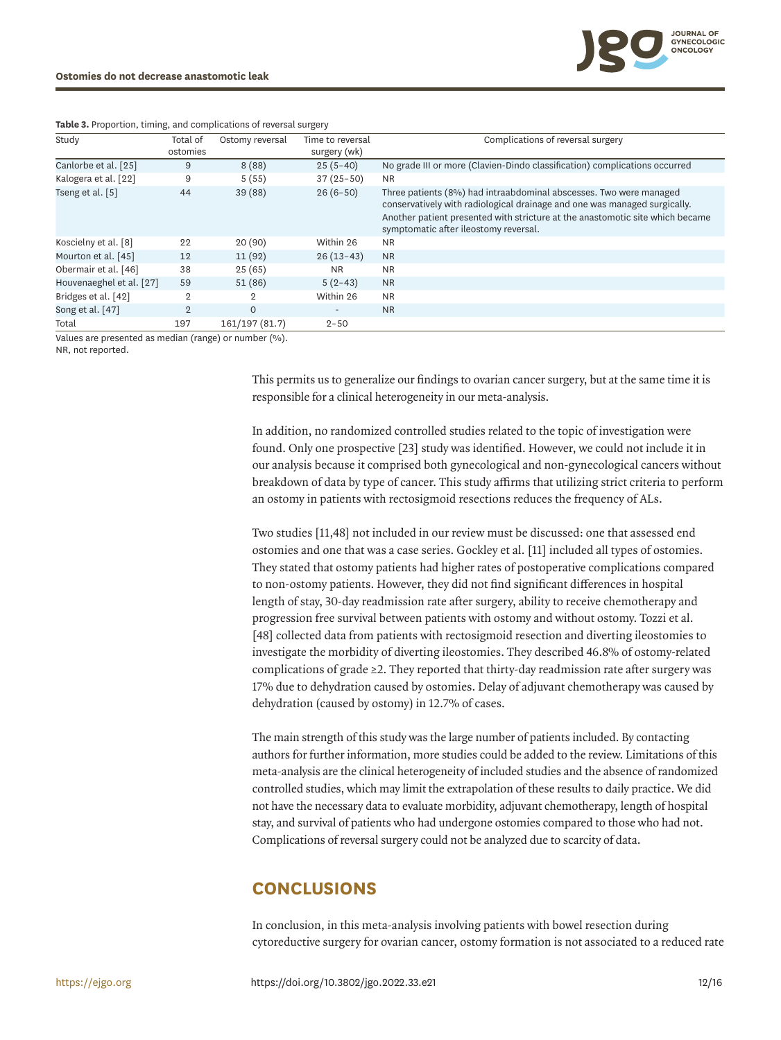**Table 3.** Proportion, timing, and complications of reversal surgery

| Study | Total of ostomies | Ostomy reversal | Time to reversal surgery (wk) | Complications of reversal surgery |
|---|---|---|---|---|
| Canlorbe et al. [25] | 9 | 8 (88) | 25 (5–40) | No grade III or more (Clavien-Dindo classification) complications occurred |
| Kalogera et al. [22] | 9 | 5 (55) | 37 (25–50) | NR |
| Tseng et al. [5] | 44 | 39 (88) | 26 (6–50) | Three patients (8%) had intraabdominal abscesses. Two were managed conservatively with radiological drainage and one was managed surgically. Another patient presented with stricture at the anastomotic site which became symptomatic after ileostomy reversal. |
| Koscielny et al. [8] | 22 | 20 (90) | Within 26 | NR |
| Mourton et al. [45] | 12 | 11 (92) | 26 (13–43) | NR |
| Obermair et al. [46] | 38 | 25 (65) | NR | NR |
| Houvenaeghel et al. [27] | 59 | 51 (86) | 5 (2–43) | NR |
| Bridges et al. [42] | 2 | 2 | Within 26 | NR |
| Song et al. [47] | 2 | 0 | - | NR |
| Total | 197 | 161/197 (81.7) | 2–50 | |

Values are presented as median (range) or number (%).
NR, not reported.

This permits us to generalize our findings to ovarian cancer surgery, but at the same time it is responsible for a clinical heterogeneity in our meta-analysis.

In addition, no randomized controlled studies related to the topic of investigation were found. Only one prospective [23] study was identified. However, we could not include it in our analysis because it comprised both gynecological and non-gynecological cancers without breakdown of data by type of cancer. This study affirms that utilizing strict criteria to perform an ostomy in patients with rectosigmoid resections reduces the frequency of ALs.

Two studies [11,48] not included in our review must be discussed: one that assessed end ostomies and one that was a case series. Gockley et al. [11] included all types of ostomies. They stated that ostomy patients had higher rates of postoperative complications compared to non-ostomy patients. However, they did not find significant differences in hospital length of stay, 30-day readmission rate after surgery, ability to receive chemotherapy and progression free survival between patients with ostomy and without ostomy. Tozzi et al. [48] collected data from patients with rectosigmoid resection and diverting ileostomies to investigate the morbidity of diverting ileostomies. They described 46.8% of ostomy-related complications of grade ≥2. They reported that thirty-day readmission rate after surgery was 17% due to dehydration caused by ostomies. Delay of adjuvant chemotherapy was caused by dehydration (caused by ostomy) in 12.7% of cases.

The main strength of this study was the large number of patients included. By contacting authors for further information, more studies could be added to the review. Limitations of this meta-analysis are the clinical heterogeneity of included studies and the absence of randomized controlled studies, which may limit the extrapolation of these results to daily practice. We did not have the necessary data to evaluate morbidity, adjuvant chemotherapy, length of hospital stay, and survival of patients who had undergone ostomies compared to those who had not. Complications of reversal surgery could not be analyzed due to scarcity of data.

## CONCLUSIONS

In conclusion, in this meta-analysis involving patients with bowel resection during cytoreductive surgery for ovarian cancer, ostomy formation is not associated to a reduced rate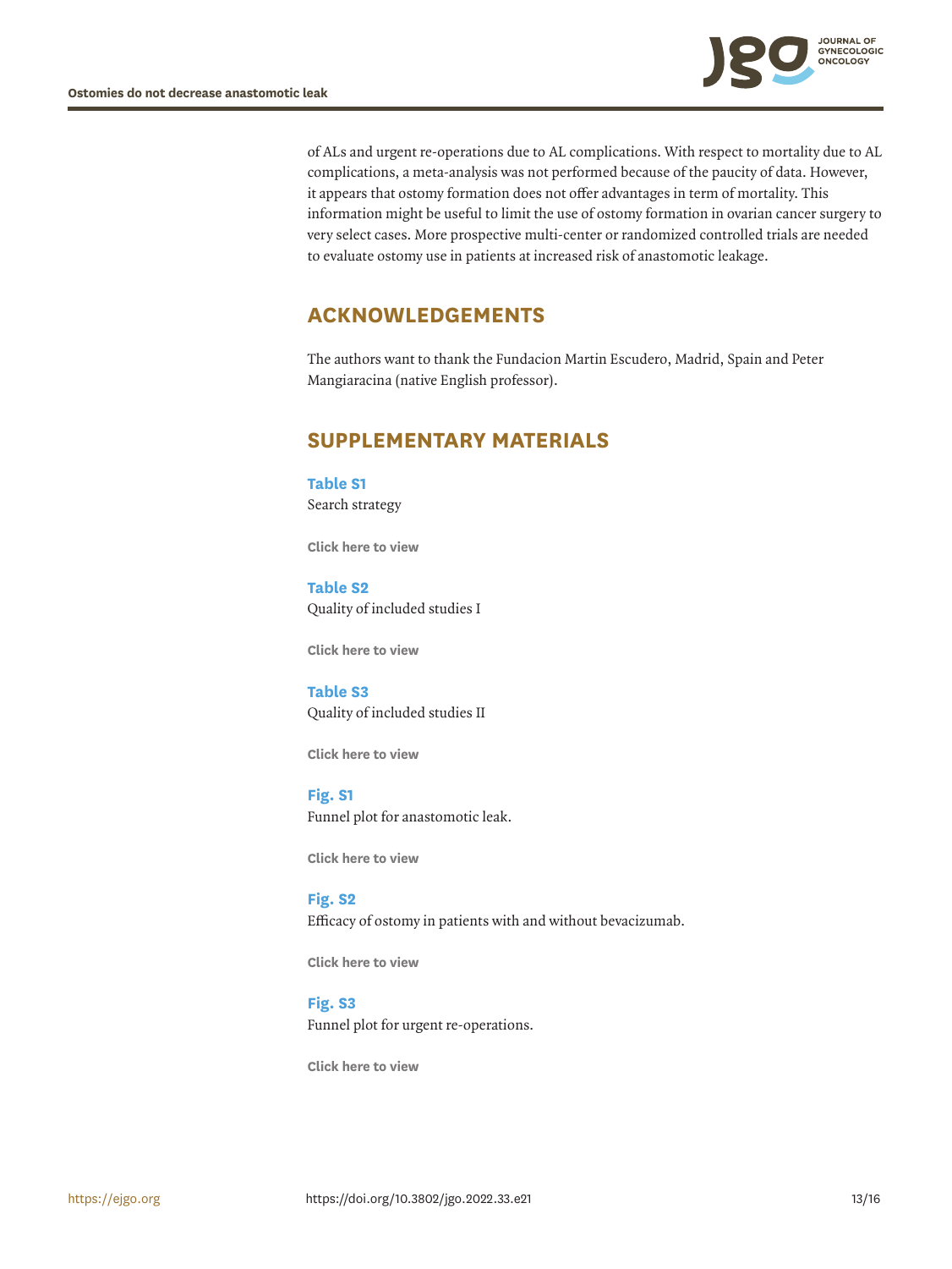of ALs and urgent re-operations due to AL complications. With respect to mortality due to AL complications, a meta-analysis was not performed because of the paucity of data. However, it appears that ostomy formation does not offer advantages in term of mortality. This information might be useful to limit the use of ostomy formation in ovarian cancer surgery to very select cases. More prospective multi-center or randomized controlled trials are needed to evaluate ostomy use in patients at increased risk of anastomotic leakage.

## ACKNOWLEDGEMENTS

The authors want to thank the Fundacion Martin Escudero, Madrid, Spain and Peter Mangiaracina (native English professor).

## SUPPLEMENTARY MATERIALS

**Table S1**
Search strategy

**Click here to view**

**Table S2**
Quality of included studies I

**Click here to view**

**Table S3**
Quality of included studies II

**Click here to view**

**Fig. S1**
Funnel plot for anastomotic leak.

**Click here to view**

**Fig. S2**
Efficacy of ostomy in patients with and without bevacizumab.

**Click here to view**

**Fig. S3**
Funnel plot for urgent re-operations.

**Click here to view**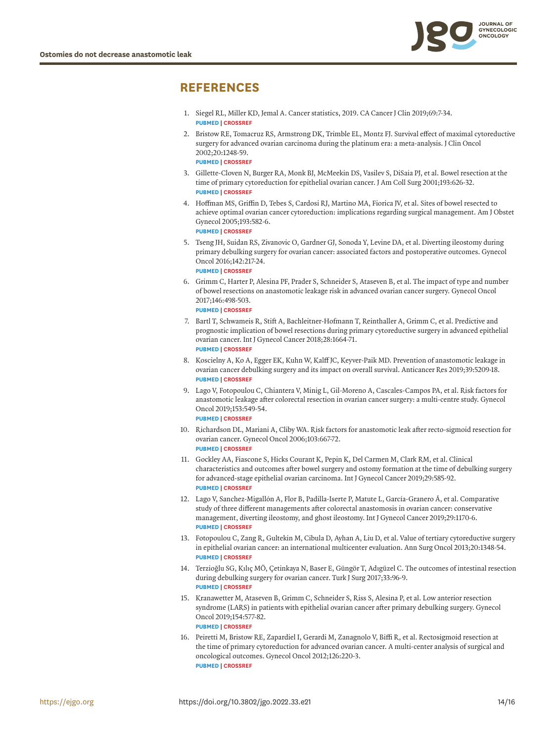## REFERENCES

1. Siegel RL, Miller KD, Jemal A. Cancer statistics, 2019. CA Cancer J Clin 2019;69:7-34.
   PUBMED | CROSSREF
2. Bristow RE, Tomacruz RS, Armstrong DK, Trimble EL, Montz FJ. Survival effect of maximal cytoreductive surgery for advanced ovarian carcinoma during the platinum era: a meta-analysis. J Clin Oncol 2002;20:1248-59.
   PUBMED | CROSSREF
3. Gillette-Cloven N, Burger RA, Monk BJ, McMeekin DS, Vasilev S, DiSaia PJ, et al. Bowel resection at the time of primary cytoreduction for epithelial ovarian cancer. J Am Coll Surg 2001;193:626-32.
   PUBMED | CROSSREF
4. Hoffman MS, Griffin D, Tebes S, Cardosi RJ, Martino MA, Fiorica JV, et al. Sites of bowel resected to achieve optimal ovarian cancer cytoreduction: implications regarding surgical management. Am J Obstet Gynecol 2005;193:582-6.
   PUBMED | CROSSREF
5. Tseng JH, Suidan RS, Zivanovic O, Gardner GJ, Sonoda Y, Levine DA, et al. Diverting ileostomy during primary debulking surgery for ovarian cancer: associated factors and postoperative outcomes. Gynecol Oncol 2016;142:217-24.
   PUBMED | CROSSREF
6. Grimm C, Harter P, Alesina PF, Prader S, Schneider S, Ataseven B, et al. The impact of type and number of bowel resections on anastomotic leakage risk in advanced ovarian cancer surgery. Gynecol Oncol 2017;146:498-503.
   PUBMED | CROSSREF
7. Bartl T, Schwameis R, Stift A, Bachleitner-Hofmann T, Reinthaller A, Grimm C, et al. Predictive and prognostic implication of bowel resections during primary cytoreductive surgery in advanced epithelial ovarian cancer. Int J Gynecol Cancer 2018;28:1664-71.
   PUBMED | CROSSREF
8. Koscielny A, Ko A, Egger EK, Kuhn W, Kalff JC, Keyver-Paik MD. Prevention of anastomotic leakage in ovarian cancer debulking surgery and its impact on overall survival. Anticancer Res 2019;39:5209-18.
   PUBMED | CROSSREF
9. Lago V, Fotopoulou C, Chiantera V, Minig L, Gil-Moreno A, Cascales-Campos PA, et al. Risk factors for anastomotic leakage after colorectal resection in ovarian cancer surgery: a multi-centre study. Gynecol Oncol 2019;153:549-54.
   PUBMED | CROSSREF
10. Richardson DL, Mariani A, Cliby WA. Risk factors for anastomotic leak after recto-sigmoid resection for ovarian cancer. Gynecol Oncol 2006;103:667-72.
    PUBMED | CROSSREF
11. Gockley AA, Fiascone S, Hicks Courant K, Pepin K, Del Carmen M, Clark RM, et al. Clinical characteristics and outcomes after bowel surgery and ostomy formation at the time of debulking surgery for advanced-stage epithelial ovarian carcinoma. Int J Gynecol Cancer 2019;29:585-92.
    PUBMED | CROSSREF
12. Lago V, Sanchez-Migallón A, Flor B, Padilla-Iserte P, Matute L, García-Granero Á, et al. Comparative study of three different managements after colorectal anastomosis in ovarian cancer: conservative management, diverting ileostomy, and ghost ileostomy. Int J Gynecol Cancer 2019;29:1170-6.
    PUBMED | CROSSREF
13. Fotopoulou C, Zang R, Gultekin M, Cibula D, Ayhan A, Liu D, et al. Value of tertiary cytoreductive surgery in epithelial ovarian cancer: an international multicenter evaluation. Ann Surg Oncol 2013;20:1348-54.
    PUBMED | CROSSREF
14. Terzioğlu SG, Kılıç MÖ, Çetinkaya N, Baser E, Güngör T, Adıgüzel C. The outcomes of intestinal resection during debulking surgery for ovarian cancer. Turk J Surg 2017;33:96-9.
    PUBMED | CROSSREF
15. Kranawetter M, Ataseven B, Grimm C, Schneider S, Riss S, Alesina P, et al. Low anterior resection syndrome (LARS) in patients with epithelial ovarian cancer after primary debulking surgery. Gynecol Oncol 2019;154:577-82.
    PUBMED | CROSSREF
16. Peiretti M, Bristow RE, Zapardiel I, Gerardi M, Zanagnolo V, Biffi R, et al. Rectosigmoid resection at the time of primary cytoreduction for advanced ovarian cancer. A multi-center analysis of surgical and oncological outcomes. Gynecol Oncol 2012;126:220-3.
    PUBMED | CROSSREF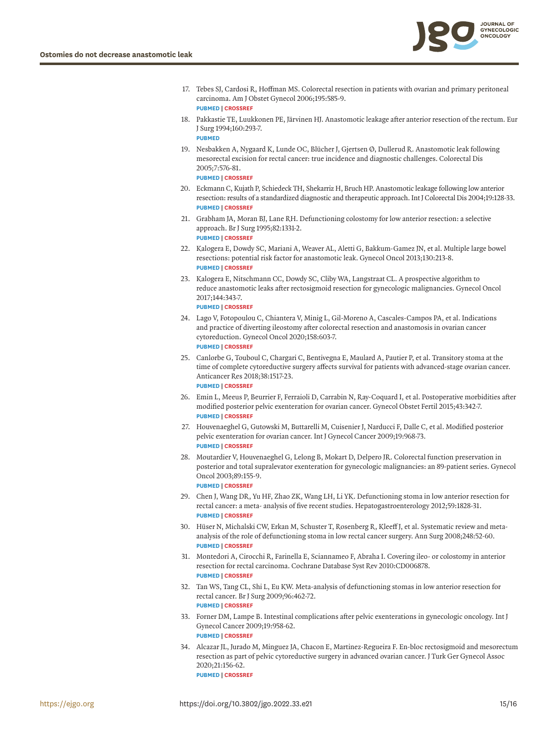17. Tebes SJ, Cardosi R, Hoffman MS. Colorectal resection in patients with ovarian and primary peritoneal carcinoma. Am J Obstet Gynecol 2006;195:585-9.
PUBMED | CROSSREF
18. Pakkastie TE, Luukkonen PE, Järvinen HJ. Anastomotic leakage after anterior resection of the rectum. Eur J Surg 1994;160:293-7.
PUBMED
19. Nesbakken A, Nygaard K, Lunde OC, Blücher J, Gjertsen Ø, Dullerud R. Anastomotic leak following mesorectal excision for rectal cancer: true incidence and diagnostic challenges. Colorectal Dis 2005;7:576-81.
PUBMED | CROSSREF
20. Eckmann C, Kujath P, Schiedeck TH, Shekarriz H, Bruch HP. Anastomotic leakage following low anterior resection: results of a standardized diagnostic and therapeutic approach. Int J Colorectal Dis 2004;19:128-33.
PUBMED | CROSSREF
21. Grabham JA, Moran BJ, Lane RH. Defunctioning colostomy for low anterior resection: a selective approach. Br J Surg 1995;82:1331-2.
PUBMED | CROSSREF
22. Kalogera E, Dowdy SC, Mariani A, Weaver AL, Aletti G, Bakkum-Gamez JN, et al. Multiple large bowel resections: potential risk factor for anastomotic leak. Gynecol Oncol 2013;130:213-8.
PUBMED | CROSSREF
23. Kalogera E, Nitschmann CC, Dowdy SC, Cliby WA, Langstraat CL. A prospective algorithm to reduce anastomotic leaks after rectosigmoid resection for gynecologic malignancies. Gynecol Oncol 2017;144:343-7.
PUBMED | CROSSREF
24. Lago V, Fotopoulou C, Chiantera V, Minig L, Gil-Moreno A, Cascales-Campos PA, et al. Indications and practice of diverting ileostomy after colorectal resection and anastomosis in ovarian cancer cytoreduction. Gynecol Oncol 2020;158:603-7.
PUBMED | CROSSREF
25. Canlorbe G, Touboul C, Chargari C, Bentivegna E, Maulard A, Pautier P, et al. Transitory stoma at the time of complete cytoreductive surgery affects survival for patients with advanced-stage ovarian cancer. Anticancer Res 2018;38:1517-23.
PUBMED | CROSSREF
26. Emin L, Meeus P, Beurrier F, Ferraioli D, Carrabin N, Ray-Coquard I, et al. Postoperative morbidities after modified posterior pelvic exenteration for ovarian cancer. Gynecol Obstet Fertil 2015;43:342-7.
PUBMED | CROSSREF
27. Houvenaeghel G, Gutowski M, Buttarelli M, Cuisenier J, Narducci F, Dalle C, et al. Modified posterior pelvic exenteration for ovarian cancer. Int J Gynecol Cancer 2009;19:968-73.
PUBMED | CROSSREF
28. Moutardier V, Houvenaeghel G, Lelong B, Mokart D, Delpero JR. Colorectal function preservation in posterior and total supralevator exenteration for gynecologic malignancies: an 89-patient series. Gynecol Oncol 2003;89:155-9.
PUBMED | CROSSREF
29. Chen J, Wang DR, Yu HF, Zhao ZK, Wang LH, Li YK. Defunctioning stoma in low anterior resection for rectal cancer: a meta- analysis of five recent studies. Hepatogastroenterology 2012;59:1828-31.
PUBMED | CROSSREF
30. Hüser N, Michalski CW, Erkan M, Schuster T, Rosenberg R, Kleeff J, et al. Systematic review and meta-analysis of the role of defunctioning stoma in low rectal cancer surgery. Ann Surg 2008;248:52-60.
PUBMED | CROSSREF
31. Montedori A, Cirocchi R, Farinella E, Sciannameo F, Abraha I. Covering ileo- or colostomy in anterior resection for rectal carcinoma. Cochrane Database Syst Rev 2010:CD006878.
PUBMED | CROSSREF
32. Tan WS, Tang CL, Shi L, Eu KW. Meta-analysis of defunctioning stomas in low anterior resection for rectal cancer. Br J Surg 2009;96:462-72.
PUBMED | CROSSREF
33. Forner DM, Lampe B. Intestinal complications after pelvic exenterations in gynecologic oncology. Int J Gynecol Cancer 2009;19:958-62.
PUBMED | CROSSREF
34. Alcazar JL, Jurado M, Minguez JA, Chacon E, Martinez-Regueira F. En-bloc rectosigmoid and mesorectum resection as part of pelvic cytoreductive surgery in advanced ovarian cancer. J Turk Ger Gynecol Assoc 2020;21:156-62.
PUBMED | CROSSREF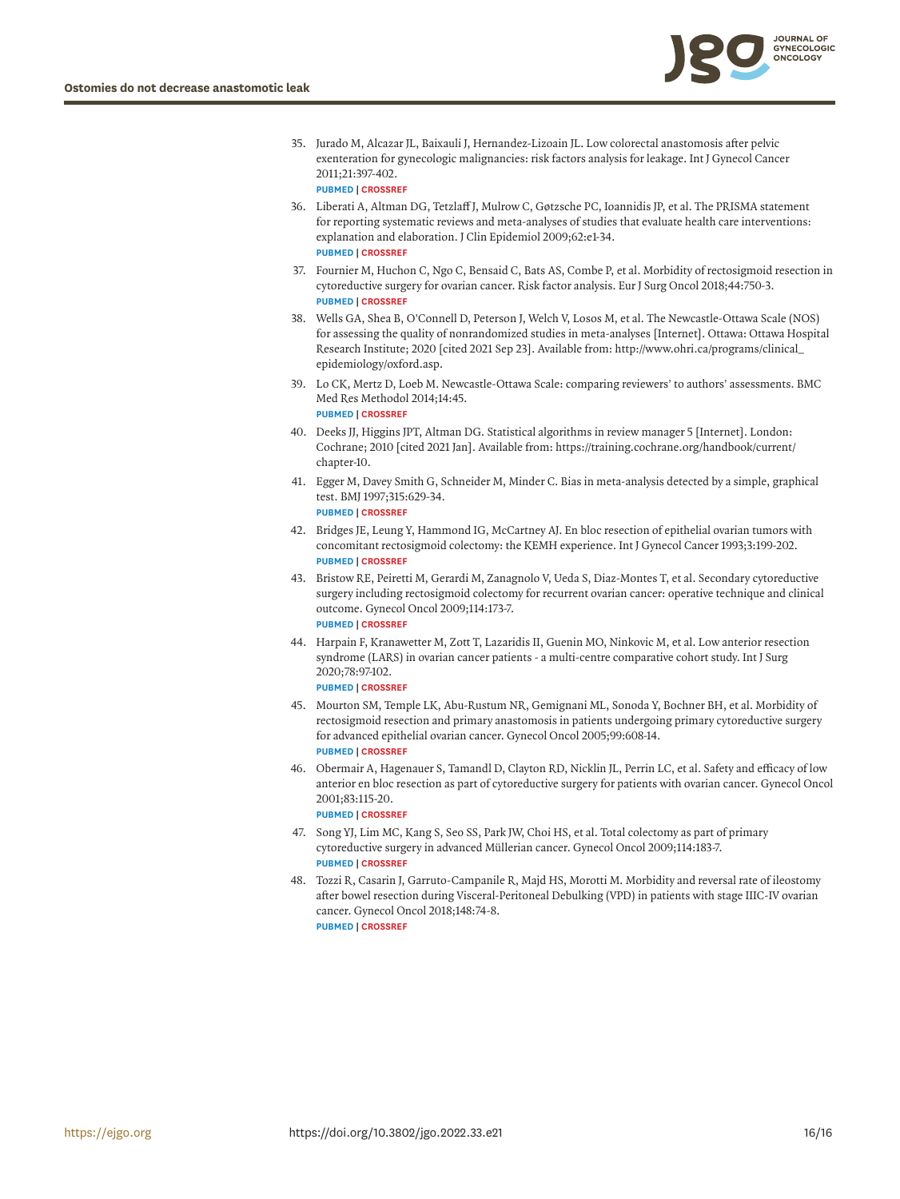35. Jurado M, Alcazar JL, Baixauli J, Hernandez-Lizoain JL. Low colorectal anastomosis after pelvic exenteration for gynecologic malignancies: risk factors analysis for leakage. Int J Gynecol Cancer 2011;21:397-402.
PUBMED | CROSSREF
36. Liberati A, Altman DG, Tetzlaff J, Mulrow C, Gøtzsche PC, Ioannidis JP, et al. The PRISMA statement for reporting systematic reviews and meta-analyses of studies that evaluate health care interventions: explanation and elaboration. J Clin Epidemiol 2009;62:e1-34.
PUBMED | CROSSREF
37. Fournier M, Huchon C, Ngo C, Bensaid C, Bats AS, Combe P, et al. Morbidity of rectosigmoid resection in cytoreductive surgery for ovarian cancer. Risk factor analysis. Eur J Surg Oncol 2018;44:750-3.
PUBMED | CROSSREF
38. Wells GA, Shea B, O'Connell D, Peterson J, Welch V, Losos M, et al. The Newcastle-Ottawa Scale (NOS) for assessing the quality of nonrandomized studies in meta-analyses [Internet]. Ottawa: Ottawa Hospital Research Institute; 2020 [cited 2021 Sep 23]. Available from: http://www.ohri.ca/programs/clinical_epidemiology/oxford.asp.
39. Lo CK, Mertz D, Loeb M. Newcastle-Ottawa Scale: comparing reviewers' to authors' assessments. BMC Med Res Methodol 2014;14:45.
PUBMED | CROSSREF
40. Deeks JJ, Higgins JPT, Altman DG. Statistical algorithms in review manager 5 [Internet]. London: Cochrane; 2010 [cited 2021 Jan]. Available from: https://training.cochrane.org/handbook/current/chapter-10.
41. Egger M, Davey Smith G, Schneider M, Minder C. Bias in meta-analysis detected by a simple, graphical test. BMJ 1997;315:629-34.
PUBMED | CROSSREF
42. Bridges JE, Leung Y, Hammond IG, McCartney AJ. En bloc resection of epithelial ovarian tumors with concomitant rectosigmoid colectomy: the KEMH experience. Int J Gynecol Cancer 1993;3:199-202.
PUBMED | CROSSREF
43. Bristow RE, Peiretti M, Gerardi M, Zanagnolo V, Ueda S, Diaz-Montes T, et al. Secondary cytoreductive surgery including rectosigmoid colectomy for recurrent ovarian cancer: operative technique and clinical outcome. Gynecol Oncol 2009;114:173-7.
PUBMED | CROSSREF
44. Harpain F, Kranawetter M, Zott T, Lazaridis II, Guenin MO, Ninkovic M, et al. Low anterior resection syndrome (LARS) in ovarian cancer patients - a multi-centre comparative cohort study. Int J Surg 2020;78:97-102.
PUBMED | CROSSREF
45. Mourton SM, Temple LK, Abu-Rustum NR, Gemignani ML, Sonoda Y, Bochner BH, et al. Morbidity of rectosigmoid resection and primary anastomosis in patients undergoing primary cytoreductive surgery for advanced epithelial ovarian cancer. Gynecol Oncol 2005;99:608-14.
PUBMED | CROSSREF
46. Obermair A, Hagenauer S, Tamandl D, Clayton RD, Nicklin JL, Perrin LC, et al. Safety and efficacy of low anterior en bloc resection as part of cytoreductive surgery for patients with ovarian cancer. Gynecol Oncol 2001;83:115-20.
PUBMED | CROSSREF
47. Song YJ, Lim MC, Kang S, Seo SS, Park JW, Choi HS, et al. Total colectomy as part of primary cytoreductive surgery in advanced Müllerian cancer. Gynecol Oncol 2009;114:183-7.
PUBMED | CROSSREF
48. Tozzi R, Casarin J, Garruto-Campanile R, Majd HS, Morotti M. Morbidity and reversal rate of ileostomy after bowel resection during Visceral-Peritoneal Debulking (VPD) in patients with stage IIIC-IV ovarian cancer. Gynecol Oncol 2018;148:74-8.
PUBMED | CROSSREF